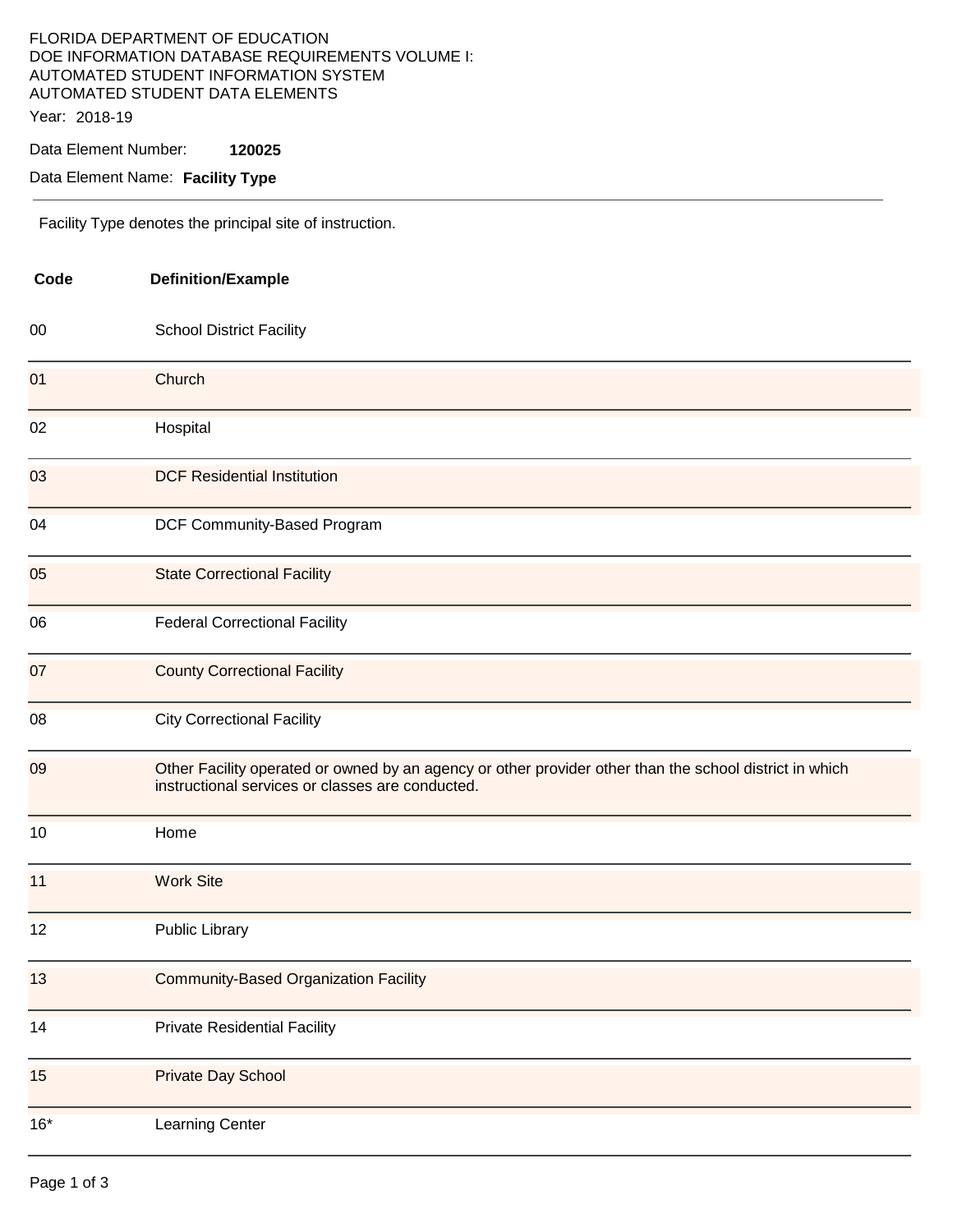FLORIDA DEPARTMENT OF EDUCATION
DOE INFORMATION DATABASE REQUIREMENTS VOLUME I:
AUTOMATED STUDENT INFORMATION SYSTEM
AUTOMATED STUDENT DATA ELEMENTS

Year: 2018-19

Data Element Number: **120025**

Data Element Name: **Facility Type**

---

Facility Type denotes the principal site of instruction.

| Code | Definition/Example |
|---|---|
| 00 | School District Facility |
| 01 | Church |
| 02 | Hospital |
| 03 | DCF Residential Institution |
| 04 | DCF Community-Based Program |
| 05 | State Correctional Facility |
| 06 | Federal Correctional Facility |
| 07 | County Correctional Facility |
| 08 | City Correctional Facility |
| 09 | Other Facility operated or owned by an agency or other provider other than the school district in which instructional services or classes are conducted. |
| 10 | Home |
| 11 | Work Site |
| 12 | Public Library |
| 13 | Community-Based Organization Facility |
| 14 | Private Residential Facility |
| 15 | Private Day School |
| 16* | Learning Center |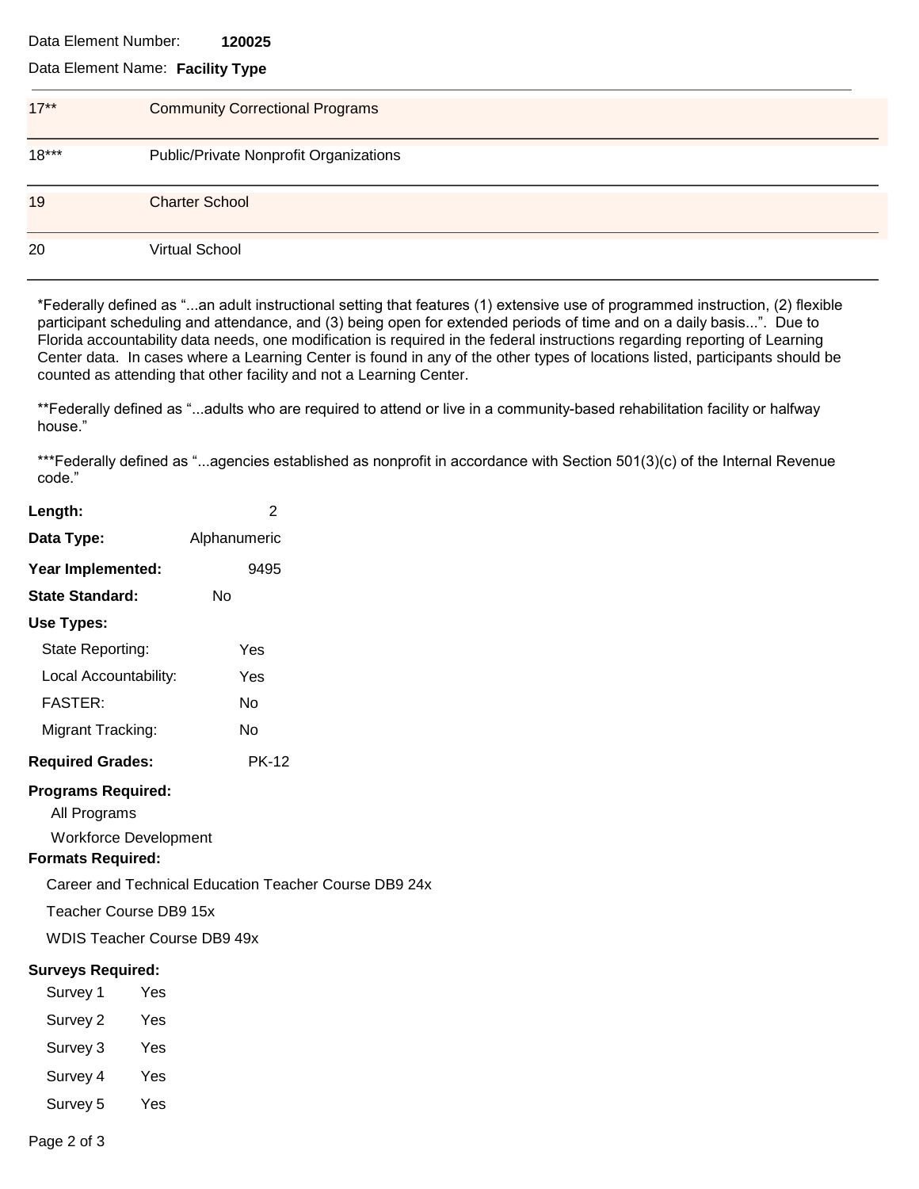Data Element Number: **120025**

Data Element Name: **Facility Type**

| | |
|---|---|
| 17** | Community Correctional Programs |
| 18*** | Public/Private Nonprofit Organizations |
| 19 | Charter School |
| 20 | Virtual School |

*Federally defined as "...an adult instructional setting that features (1) extensive use of programmed instruction, (2) flexible participant scheduling and attendance, and (3) being open for extended periods of time and on a daily basis...". Due to Florida accountability data needs, one modification is required in the federal instructions regarding reporting of Learning Center data. In cases where a Learning Center is found in any of the other types of locations listed, participants should be counted as attending that other facility and not a Learning Center.

**Federally defined as "...adults who are required to attend or live in a community-based rehabilitation facility or halfway house."

***Federally defined as "...agencies established as nonprofit in accordance with Section 501(3)(c) of the Internal Revenue code."

**Length:** 2

**Data Type:** Alphanumeric

**Year Implemented:** 9495

**State Standard:** No

**Use Types:**

- State Reporting: Yes
- Local Accountability: Yes
- FASTER: No
- Migrant Tracking: No

**Required Grades:** PK-12

**Programs Required:**

- All Programs
- Workforce Development

**Formats Required:**

- Career and Technical Education Teacher Course DB9 24x
- Teacher Course DB9 15x
- WDIS Teacher Course DB9 49x

**Surveys Required:**

- Survey 1 Yes
- Survey 2 Yes
- Survey 3 Yes
- Survey 4 Yes
- Survey 5 Yes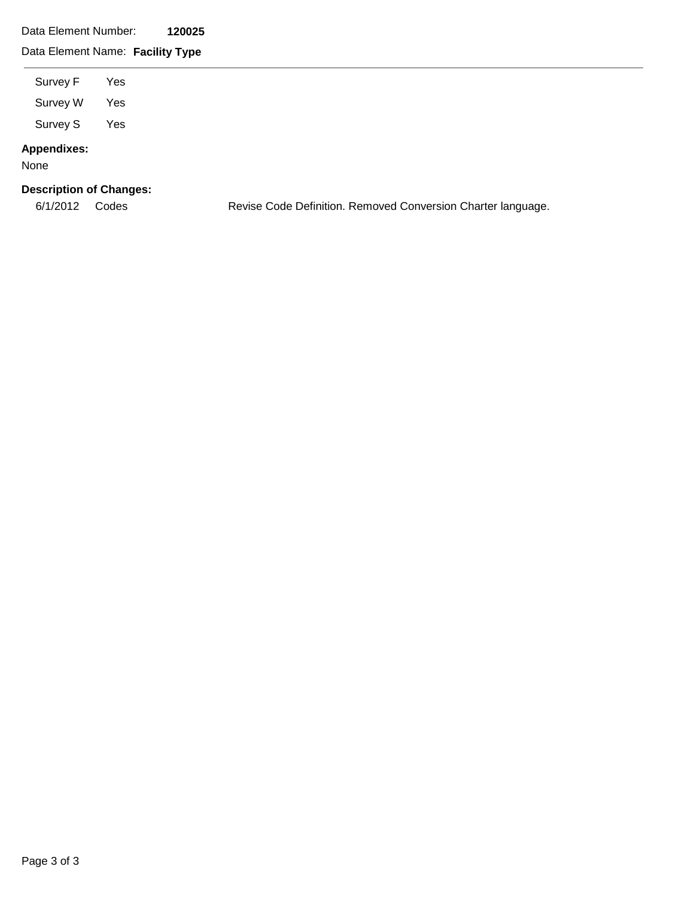Data Element Number: **120025**

Data Element Name: **Facility Type**

---

| | |
|---|---|
| Survey F | Yes |
| Survey W | Yes |
| Survey S | Yes |

**Appendixes:**

None

**Description of Changes:**

| | | |
|---|---|---|
| 6/1/2012 | Codes | Revise Code Definition. Removed Conversion Charter language. |